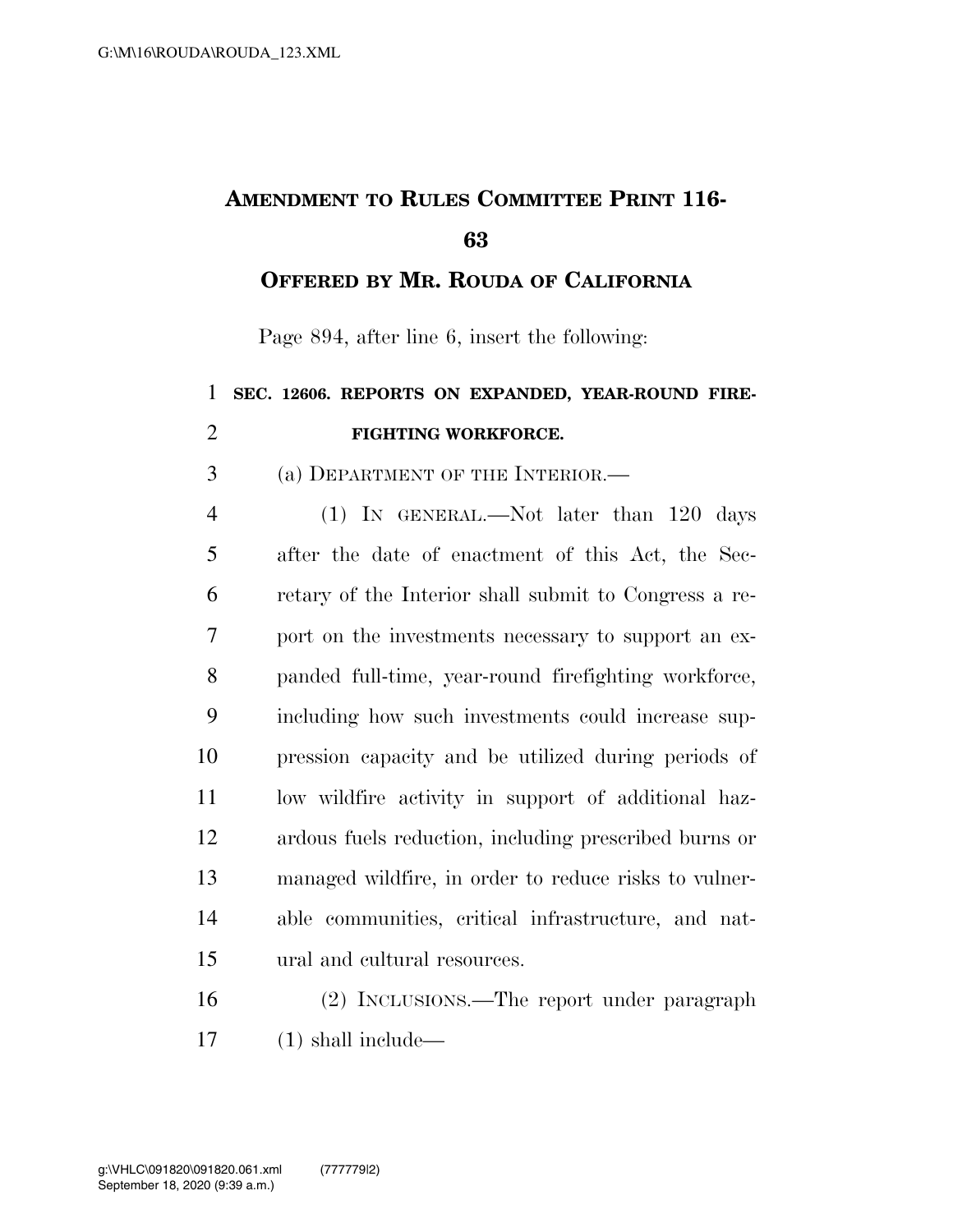# Amendment to Rules Committee Print 116-63

## Offered by Mr. Rouda of California

Page 894, after line 6, insert the following:

**SEC. 12606. REPORTS ON EXPANDED, YEAR-ROUND FIREFIGHTING WORKFORCE.**

(a) DEPARTMENT OF THE INTERIOR.—

(1) IN GENERAL.—Not later than 120 days after the date of enactment of this Act, the Secretary of the Interior shall submit to Congress a report on the investments necessary to support an expanded full-time, year-round firefighting workforce, including how such investments could increase suppression capacity and be utilized during periods of low wildfire activity in support of additional hazardous fuels reduction, including prescribed burns or managed wildfire, in order to reduce risks to vulnerable communities, critical infrastructure, and natural and cultural resources.

(2) INCLUSIONS.—The report under paragraph (1) shall include—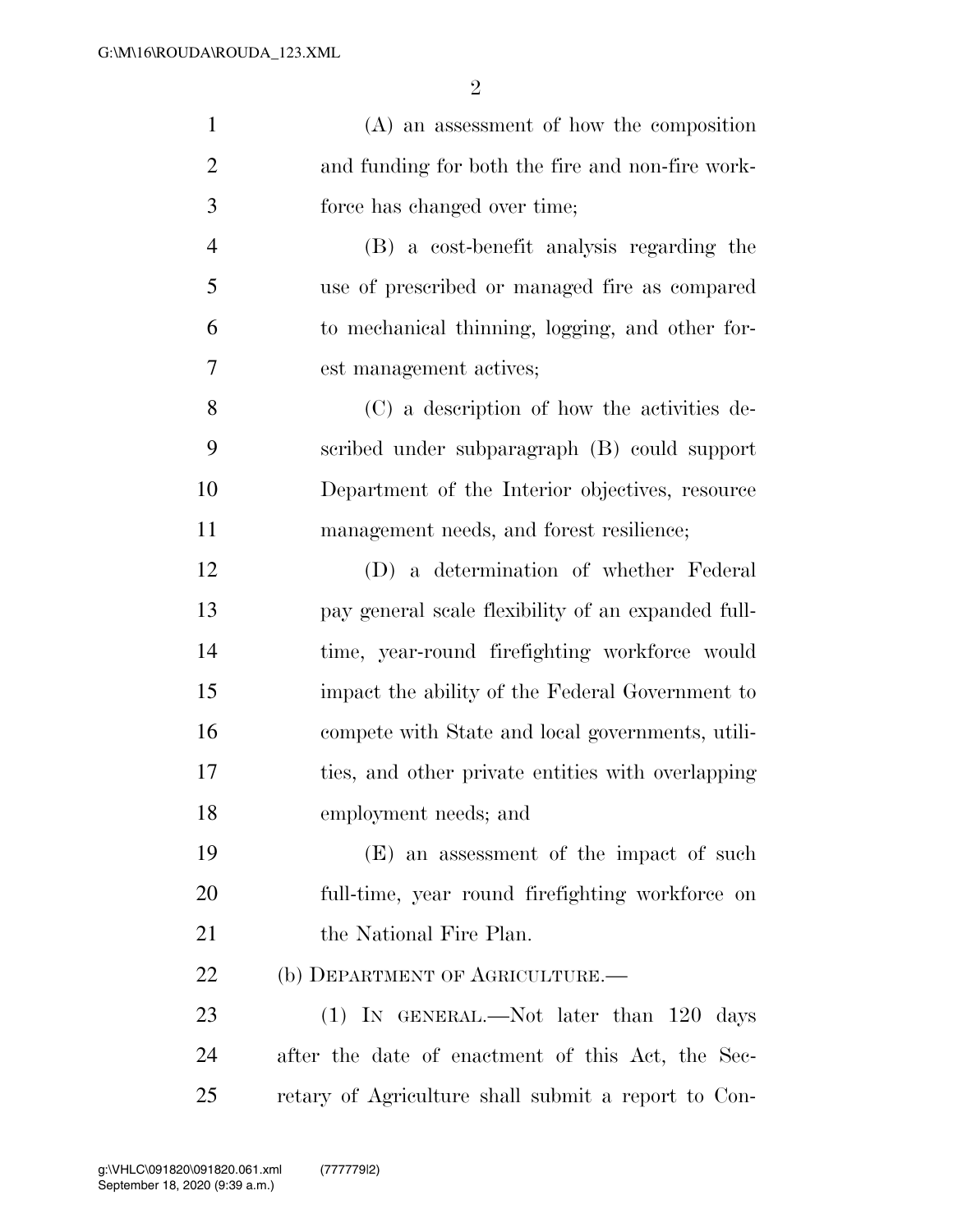(A) an assessment of how the composition and funding for both the fire and non-fire workforce has changed over time;

(B) a cost-benefit analysis regarding the use of prescribed or managed fire as compared to mechanical thinning, logging, and other forest management actives;

(C) a description of how the activities described under subparagraph (B) could support Department of the Interior objectives, resource management needs, and forest resilience;

(D) a determination of whether Federal pay general scale flexibility of an expanded full-time, year-round firefighting workforce would impact the ability of the Federal Government to compete with State and local governments, utilities, and other private entities with overlapping employment needs; and

(E) an assessment of the impact of such full-time, year round firefighting workforce on the National Fire Plan.

(b) DEPARTMENT OF AGRICULTURE.—

(1) IN GENERAL.—Not later than 120 days after the date of enactment of this Act, the Secretary of Agriculture shall submit a report to Con-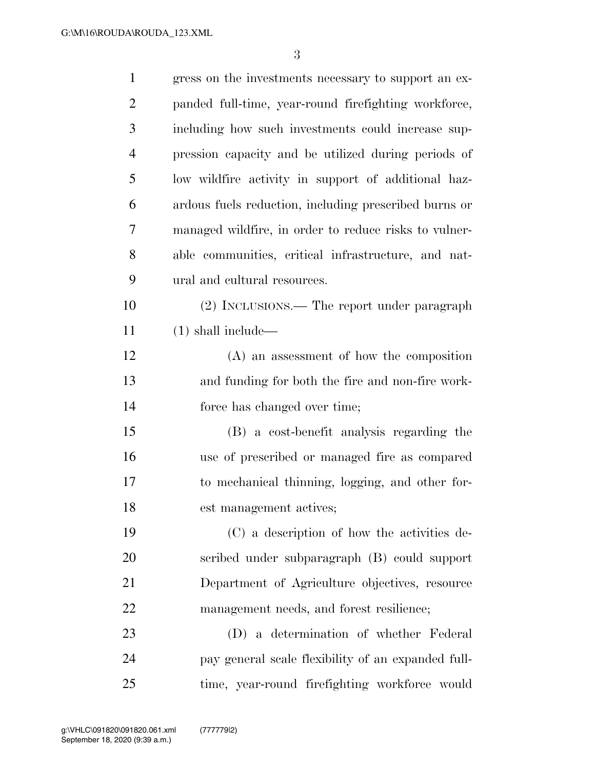gress on the investments necessary to support an expanded full-time, year-round firefighting workforce, including how such investments could increase suppression capacity and be utilized during periods of low wildfire activity in support of additional hazardous fuels reduction, including prescribed burns or managed wildfire, in order to reduce risks to vulnerable communities, critical infrastructure, and natural and cultural resources.

(2) INCLUSIONS.— The report under paragraph (1) shall include—

(A) an assessment of how the composition and funding for both the fire and non-fire workforce has changed over time;

(B) a cost-benefit analysis regarding the use of prescribed or managed fire as compared to mechanical thinning, logging, and other forest management actives;

(C) a description of how the activities described under subparagraph (B) could support Department of Agriculture objectives, resource management needs, and forest resilience;

(D) a determination of whether Federal pay general scale flexibility of an expanded full-time, year-round firefighting workforce would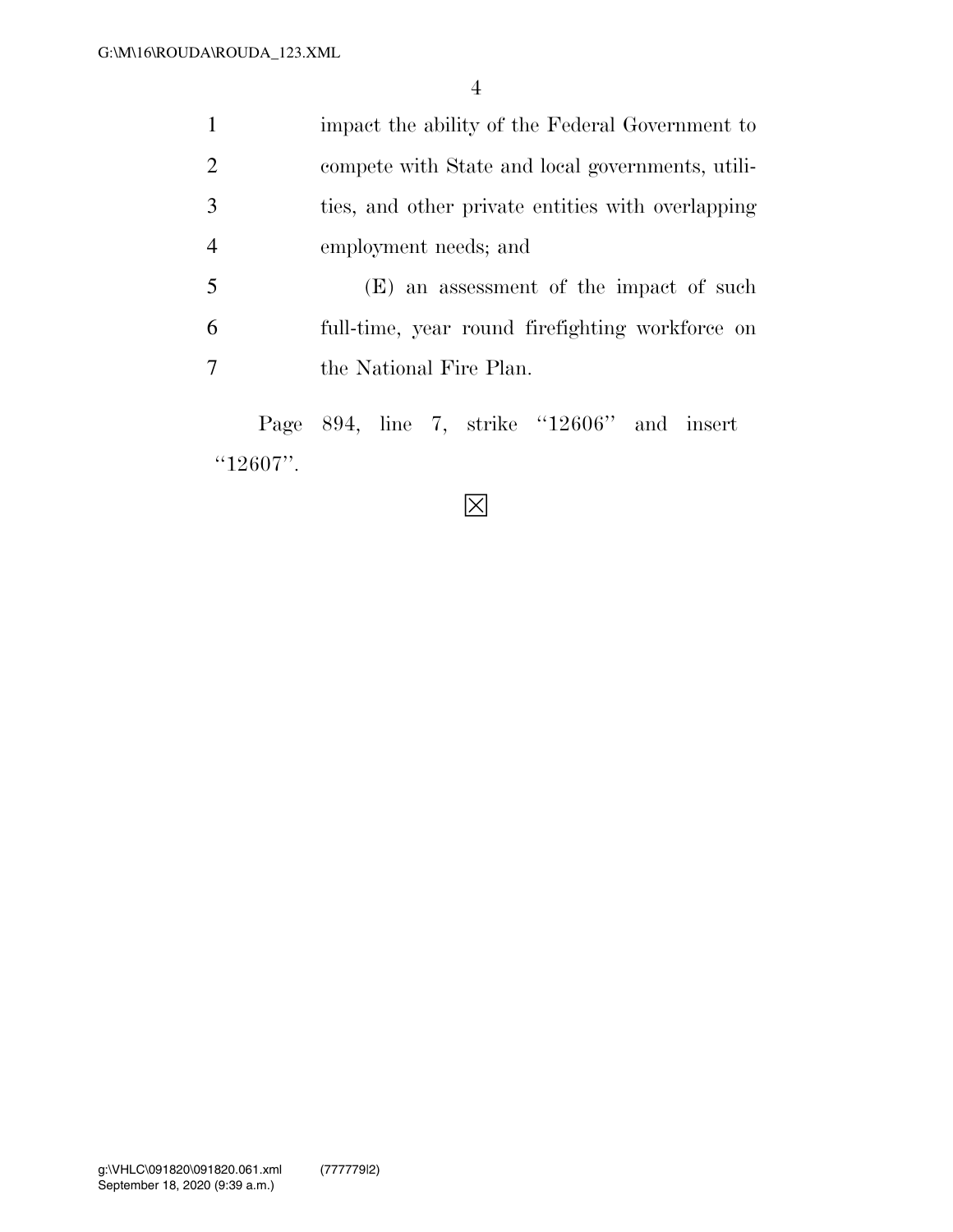impact the ability of the Federal Government to compete with State and local governments, utilities, and other private entities with overlapping employment needs; and

(E) an assessment of the impact of such full-time, year round firefighting workforce on the National Fire Plan.

Page 894, line 7, strike ''12606'' and insert ''12607''.

☒